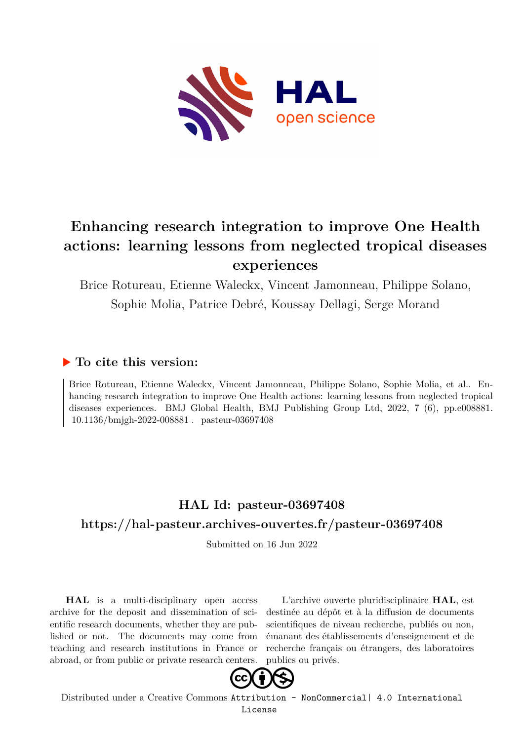# Enhancing research integration to improve One Health actions: learning lessons from neglected tropical diseases experiences

Brice Rotureau, Etienne Waleckx, Vincent Jamonneau, Philippe Solano, Sophie Molia, Patrice Debré, Koussay Dellagi, Serge Morand

## ▶ To cite this version:

Brice Rotureau, Etienne Waleckx, Vincent Jamonneau, Philippe Solano, Sophie Molia, et al.. Enhancing research integration to improve One Health actions: learning lessons from neglected tropical diseases experiences. BMJ Global Health, BMJ Publishing Group Ltd, 2022, 7 (6), pp.e008881. 10.1136/bmjgh-2022-008881 . pasteur-03697408

## HAL Id: pasteur-03697408

## https://hal-pasteur.archives-ouvertes.fr/pasteur-03697408

Submitted on 16 Jun 2022

**HAL** is a multi-disciplinary open access archive for the deposit and dissemination of scientific research documents, whether they are published or not. The documents may come from teaching and research institutions in France or abroad, or from public or private research centers.

L'archive ouverte pluridisciplinaire **HAL**, est destinée au dépôt et à la diffusion de documents scientifiques de niveau recherche, publiés ou non, émanant des établissements d'enseignement et de recherche français ou étrangers, des laboratoires publics ou privés.

Distributed under a Creative Commons Attribution - NonCommercial| 4.0 International License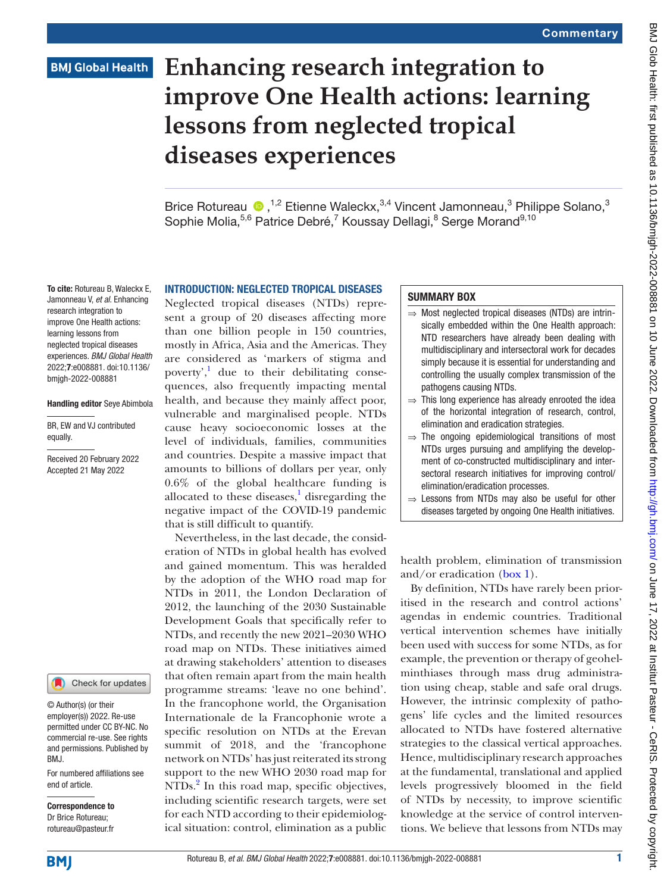# Enhancing research integration to improve One Health actions: learning lessons from neglected tropical diseases experiences

Brice Rotureau ,[1,2] Etienne Waleckx,[3,4] Vincent Jamonneau,[3] Philippe Solano,[3] Sophie Molia,[5,6] Patrice Debré,[7] Koussay Dellagi,[8] Serge Morand[9,10]

**To cite:** Rotureau B, Waleckx E, Jamonneau V, *et al*. Enhancing research integration to improve One Health actions: learning lessons from neglected tropical diseases experiences. *BMJ Global Health* 2022;**7**:e008881. doi:10.1136/bmjgh-2022-008881

**Handling editor** Seye Abimbola

BR, EW and VJ contributed equally.

Received 20 February 2022
Accepted 21 May 2022

© Author(s) (or their employer(s)) 2022. Re-use permitted under CC BY-NC. No commercial re-use. See rights and permissions. Published by BMJ.

For numbered affiliations see end of article.

**Correspondence to**
Dr Brice Rotureau;
rotureau@pasteur.fr

## INTRODUCTION: NEGLECTED TROPICAL DISEASES

Neglected tropical diseases (NTDs) represent a group of 20 diseases affecting more than one billion people in 150 countries, mostly in Africa, Asia and the Americas. They are considered as 'markers of stigma and poverty',[1] due to their debilitating consequences, also frequently impacting mental health, and because they mainly affect poor, vulnerable and marginalised people. NTDs cause heavy socioeconomic losses at the level of individuals, families, communities and countries. Despite a massive impact that amounts to billions of dollars per year, only 0.6% of the global healthcare funding is allocated to these diseases,[1] disregarding the negative impact of the COVID-19 pandemic that is still difficult to quantify.

Nevertheless, in the last decade, the consideration of NTDs in global health has evolved and gained momentum. This was heralded by the adoption of the WHO road map for NTDs in 2011, the London Declaration of 2012, the launching of the 2030 Sustainable Development Goals that specifically refer to NTDs, and recently the new 2021–2030 WHO road map on NTDs. These initiatives aimed at drawing stakeholders' attention to diseases that often remain apart from the main health programme streams: 'leave no one behind'. In the francophone world, the Organisation Internationale de la Francophonie wrote a specific resolution on NTDs at the Erevan summit of 2018, and the 'francophone network on NTDs' has just reiterated its strong support to the new WHO 2030 road map for NTDs.[2] In this road map, specific objectives, including scientific research targets, were set for each NTD according to their epidemiological situation: control, elimination as a public health problem, elimination of transmission and/or eradication (box 1).

> **SUMMARY BOX**
>
> ⇒ Most neglected tropical diseases (NTDs) are intrinsically embedded within the One Health approach: NTD researchers have already been dealing with multidisciplinary and intersectoral work for decades simply because it is essential for understanding and controlling the usually complex transmission of the pathogens causing NTDs.
>
> ⇒ This long experience has already enrooted the idea of the horizontal integration of research, control, elimination and eradication strategies.
>
> ⇒ The ongoing epidemiological transitions of most NTDs urges pursuing and amplifying the development of co-constructed multidisciplinary and intersectoral research initiatives for improving control/elimination/eradication processes.
>
> ⇒ Lessons from NTDs may also be useful for other diseases targeted by ongoing One Health initiatives.

By definition, NTDs have rarely been prioritised in the research and control actions' agendas in endemic countries. Traditional vertical intervention schemes have initially been used with success for some NTDs, as for example, the prevention or therapy of geohelminthiases through mass drug administration using cheap, stable and safe oral drugs. However, the intrinsic complexity of pathogens' life cycles and the limited resources allocated to NTDs have fostered alternative strategies to the classical vertical approaches. Hence, multidisciplinary research approaches at the fundamental, translational and applied levels progressively bloomed in the field of NTDs by necessity, to improve scientific knowledge at the service of control interventions. We believe that lessons from NTDs may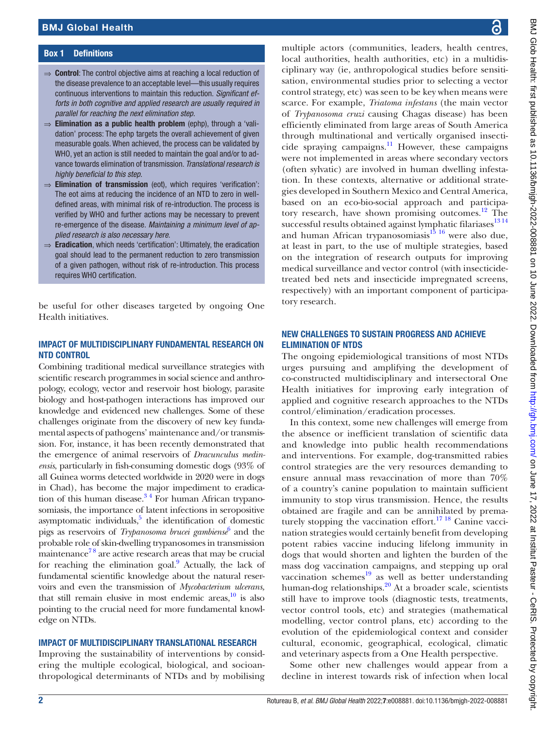## Box 1 Definitions

- ⇒ **Control**: The control objective aims at reaching a local reduction of the disease prevalence to an acceptable level—this usually requires continuous interventions to maintain this reduction. *Significant efforts in both cognitive and applied research are usually required in parallel for reaching the next elimination step.*
- ⇒ **Elimination as a public health problem** (ephp), through a 'validation' process: The ephp targets the overall achievement of given measurable goals. When achieved, the process can be validated by WHO, yet an action is still needed to maintain the goal and/or to advance towards elimination of transmission. *Translational research is highly beneficial to this step.*
- ⇒ **Elimination of transmission** (eot), which requires 'verification': The eot aims at reducing the incidence of an NTD to zero in well-defined areas, with minimal risk of re-introduction. The process is verified by WHO and further actions may be necessary to prevent re-emergence of the disease. *Maintaining a minimum level of applied research is also necessary here.*
- ⇒ **Eradication**, which needs 'certification': Ultimately, the eradication goal should lead to the permanent reduction to zero transmission of a given pathogen, without risk of re-introduction. This process requires WHO certification.

be useful for other diseases targeted by ongoing One Health initiatives.

## IMPACT OF MULTIDISCIPLINARY FUNDAMENTAL RESEARCH ON NTD CONTROL

Combining traditional medical surveillance strategies with scientific research programmes in social science and anthropology, ecology, vector and reservoir host biology, parasite biology and host-pathogen interactions has improved our knowledge and evidenced new challenges. Some of these challenges originate from the discovery of new key fundamental aspects of pathogens' maintenance and/or transmission. For, instance, it has been recently demonstrated that the emergence of animal reservoirs of *Dracunculus medinensis*, particularly in fish-consuming domestic dogs (93% of all Guinea worms detected worldwide in 2020 were in dogs in Chad), has become the major impediment to eradication of this human disease.[3 4] For human African trypanosomiasis, the importance of latent infections in seropositive asymptomatic individuals,[5] the identification of domestic pigs as reservoirs of *Trypanosoma brucei gambiense*[6] and the probable role of skin-dwelling trypanosomes in transmission maintenance[7 8] are active research areas that may be crucial for reaching the elimination goal.[9] Actually, the lack of fundamental scientific knowledge about the natural reservoirs and even the transmission of *Mycobacterium ulcerans,* that still remain elusive in most endemic areas,[10] is also pointing to the crucial need for more fundamental knowledge on NTDs.

## IMPACT OF MULTIDISCIPLINARY TRANSLATIONAL RESEARCH

Improving the sustainability of interventions by considering the multiple ecological, biological, and socioanthropological determinants of NTDs and by mobilising multiple actors (communities, leaders, health centres, local authorities, health authorities, etc) in a multidisciplinary way (ie, anthropological studies before sensitisation, environmental studies prior to selecting a vector control strategy, etc) was seen to be key when means were scarce. For example, *Triatoma infestans* (the main vector of *Trypanosoma cruzi* causing Chagas disease) has been efficiently eliminated from large areas of South America through multinational and vertically organised insecticide spraying campaigns.[11] However, these campaigns were not implemented in areas where secondary vectors (often sylvatic) are involved in human dwelling infestation. In these contexts, alternative or additional strategies developed in Southern Mexico and Central America, based on an eco-bio-social approach and participatory research, have shown promising outcomes.[12] The successful results obtained against lymphatic filariases[13 14] and human African trypanosomiasis[15 16] were also due, at least in part, to the use of multiple strategies, based on the integration of research outputs for improving medical surveillance and vector control (with insecticide-treated bed nets and insecticide impregnated screens, respectively) with an important component of participatory research.

## NEW CHALLENGES TO SUSTAIN PROGRESS AND ACHIEVE ELIMINATION OF NTDS

The ongoing epidemiological transitions of most NTDs urges pursuing and amplifying the development of co-constructed multidisciplinary and intersectoral One Health initiatives for improving early integration of applied and cognitive research approaches to the NTDs control/elimination/eradication processes.

In this context, some new challenges will emerge from the absence or inefficient translation of scientific data and knowledge into public health recommendations and interventions. For example, dog-transmitted rabies control strategies are the very resources demanding to ensure annual mass revaccination of more than 70% of a country's canine population to maintain sufficient immunity to stop virus transmission. Hence, the results obtained are fragile and can be annihilated by prematurely stopping the vaccination effort.[17 18] Canine vaccination strategies would certainly benefit from developing potent rabies vaccine inducing lifelong immunity in dogs that would shorten and lighten the burden of the mass dog vaccination campaigns, and stepping up oral vaccination schemes[19] as well as better understanding human-dog relationships.[20] At a broader scale, scientists still have to improve tools (diagnostic tests, treatments, vector control tools, etc) and strategies (mathematical modelling, vector control plans, etc) according to the evolution of the epidemiological context and consider cultural, economic, geographical, ecological, climatic and veterinary aspects from a One Health perspective.

Some other new challenges would appear from a decline in interest towards risk of infection when local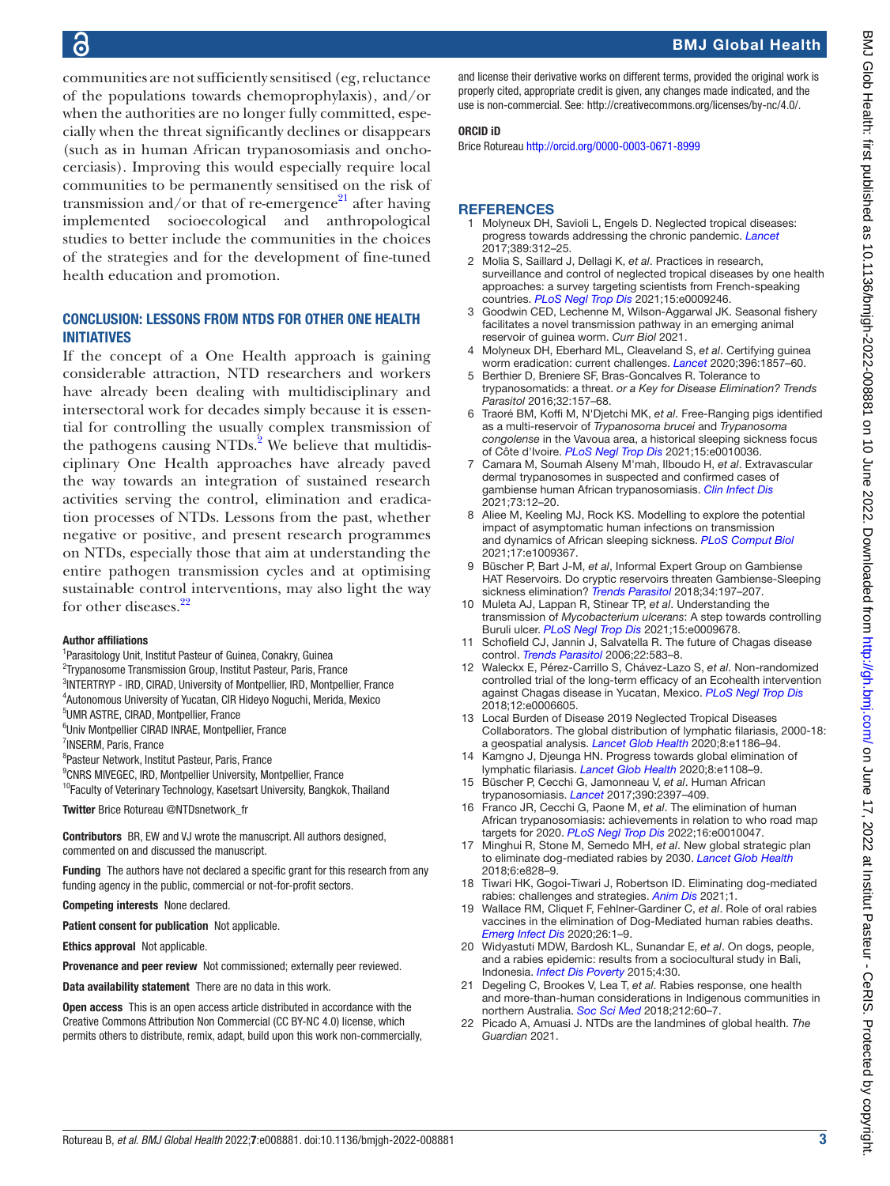communities are not sufficiently sensitised (eg, reluctance of the populations towards chemoprophylaxis), and/or when the authorities are no longer fully committed, especially when the threat significantly declines or disappears (such as in human African trypanosomiasis and onchocerciasis). Improving this would especially require local communities to be permanently sensitised on the risk of transmission and/or that of re-emergence[21] after having implemented socioecological and anthropological studies to better include the communities in the choices of the strategies and for the development of fine-tuned health education and promotion.

## CONCLUSION: LESSONS FROM NTDS FOR OTHER ONE HEALTH INITIATIVES

If the concept of a One Health approach is gaining considerable attraction, NTD researchers and workers have already been dealing with multidisciplinary and intersectoral work for decades simply because it is essential for controlling the usually complex transmission of the pathogens causing NTDs.[2] We believe that multidisciplinary One Health approaches have already paved the way towards an integration of sustained research activities serving the control, elimination and eradication processes of NTDs. Lessons from the past, whether negative or positive, and present research programmes on NTDs, especially those that aim at understanding the entire pathogen transmission cycles and at optimising sustainable control interventions, may also light the way for other diseases.[22]

**Author affiliations**

[1]Parasitology Unit, Institut Pasteur of Guinea, Conakry, Guinea
[2]Trypanosome Transmission Group, Institut Pasteur, Paris, France
[3]INTERTRYP - IRD, CIRAD, University of Montpellier, IRD, Montpellier, France
[4]Autonomous University of Yucatan, CIR Hideyo Noguchi, Merida, Mexico
[5]UMR ASTRE, CIRAD, Montpellier, France
[6]Univ Montpellier CIRAD INRAE, Montpellier, France
[7]INSERM, Paris, France
[8]Pasteur Network, Institut Pasteur, Paris, France
[9]CNRS MIVEGEC, IRD, Montpellier University, Montpellier, France
[10]Faculty of Veterinary Technology, Kasetsart University, Bangkok, Thailand

**Twitter** Brice Rotureau @NTDsnetwork_fr

**Contributors** BR, EW and VJ wrote the manuscript. All authors designed, commented on and discussed the manuscript.

**Funding** The authors have not declared a specific grant for this research from any funding agency in the public, commercial or not-for-profit sectors.

**Competing interests** None declared.

**Patient consent for publication** Not applicable.

**Ethics approval** Not applicable.

**Provenance and peer review** Not commissioned; externally peer reviewed.

**Data availability statement** There are no data in this work.

**Open access** This is an open access article distributed in accordance with the Creative Commons Attribution Non Commercial (CC BY-NC 4.0) license, which permits others to distribute, remix, adapt, build upon this work non-commercially, and license their derivative works on different terms, provided the original work is properly cited, appropriate credit is given, any changes made indicated, and the use is non-commercial. See: http://creativecommons.org/licenses/by-nc/4.0/.

**ORCID iD**

Brice Rotureau http://orcid.org/0000-0003-0671-8999

## REFERENCES

1. Molyneux DH, Savioli L, Engels D. Neglected tropical diseases: progress towards addressing the chronic pandemic. *Lancet* 2017;389:312–25.
2. Molia S, Saillard J, Dellagi K, *et al*. Practices in research, surveillance and control of neglected tropical diseases by one health approaches: a survey targeting scientists from French-speaking countries. *PLoS Negl Trop Dis* 2021;15:e0009246.
3. Goodwin CED, Lechenne M, Wilson-Aggarwal JK. Seasonal fishery facilitates a novel transmission pathway in an emerging animal reservoir of guinea worm. *Curr Biol* 2021.
4. Molyneux DH, Eberhard ML, Cleaveland S, *et al*. Certifying guinea worm eradication: current challenges. *Lancet* 2020;396:1857–60.
5. Berthier D, Breniere SF, Bras-Goncalves R. Tolerance to trypanosomatids: a threat. *or a Key for Disease Elimination? Trends Parasitol* 2016;32:157–68.
6. Traoré BM, Koffi M, N'Djetchi MK, *et al*. Free-Ranging pigs identified as a multi-reservoir of *Trypanosoma brucei* and *Trypanosoma congolense* in the Vavoua area, a historical sleeping sickness focus of Côte d'Ivoire. *PLoS Negl Trop Dis* 2021;15:e0010036.
7. Camara M, Soumah Alseny M'mah, Ilboudo H, *et al*. Extravascular dermal trypanosomes in suspected and confirmed cases of gambiense human African trypanosomiasis. *Clin Infect Dis* 2021;73:12–20.
8. Aliee M, Keeling MJ, Rock KS. Modelling to explore the potential impact of asymptomatic human infections on transmission and dynamics of African sleeping sickness. *PLoS Comput Biol* 2021;17:e1009367.
9. Büscher P, Bart J-M, *et al*, Informal Expert Group on Gambiense HAT Reservoirs. Do cryptic reservoirs threaten Gambiense-Sleeping sickness elimination? *Trends Parasitol* 2018;34:197–207.
10. Muleta AJ, Lappan R, Stinear TP, *et al*. Understanding the transmission of *Mycobacterium ulcerans*: A step towards controlling Buruli ulcer. *PLoS Negl Trop Dis* 2021;15:e0009678.
11. Schofield CJ, Jannin J, Salvatella R. The future of Chagas disease control. *Trends Parasitol* 2006;22:583–8.
12. Waleckx E, Pérez-Carrillo S, Chávez-Lazo S, *et al*. Non-randomized controlled trial of the long-term efficacy of an Ecohealth intervention against Chagas disease in Yucatan, Mexico. *PLoS Negl Trop Dis* 2018;12:e0006605.
13. Local Burden of Disease 2019 Neglected Tropical Diseases Collaborators. The global distribution of lymphatic filariasis, 2000-18: a geospatial analysis. *Lancet Glob Health* 2020;8:e1186–94.
14. Kamgno J, Djeunga HN. Progress towards global elimination of lymphatic filariasis. *Lancet Glob Health* 2020;8:e1108–9.
15. Büscher P, Cecchi G, Jamonneau V, *et al*. Human African trypanosomiasis. *Lancet* 2017;390:2397–409.
16. Franco JR, Cecchi G, Paone M, *et al*. The elimination of human African trypanosomiasis: achievements in relation to who road map targets for 2020. *PLoS Negl Trop Dis* 2022;16:e0010047.
17. Minghui R, Stone M, Semedo MH, *et al*. New global strategic plan to eliminate dog-mediated rabies by 2030. *Lancet Glob Health* 2018;6:e828–9.
18. Tiwari HK, Gogoi-Tiwari J, Robertson ID. Eliminating dog-mediated rabies: challenges and strategies. *Anim Dis* 2021;1.
19. Wallace RM, Cliquet F, Fehlner-Gardiner C, *et al*. Role of oral rabies vaccines in the elimination of Dog-Mediated human rabies deaths. *Emerg Infect Dis* 2020;26:1–9.
20. Widyastuti MDW, Bardosh KL, Sunandar E, *et al*. On dogs, people, and a rabies epidemic: results from a sociocultural study in Bali, Indonesia. *Infect Dis Poverty* 2015;4:30.
21. Degeling C, Brookes V, Lea T, *et al*. Rabies response, one health and more-than-human considerations in Indigenous communities in northern Australia. *Soc Sci Med* 2018;212:60–7.
22. Picado A, Amuasi J. NTDs are the landmines of global health. *The Guardian* 2021.